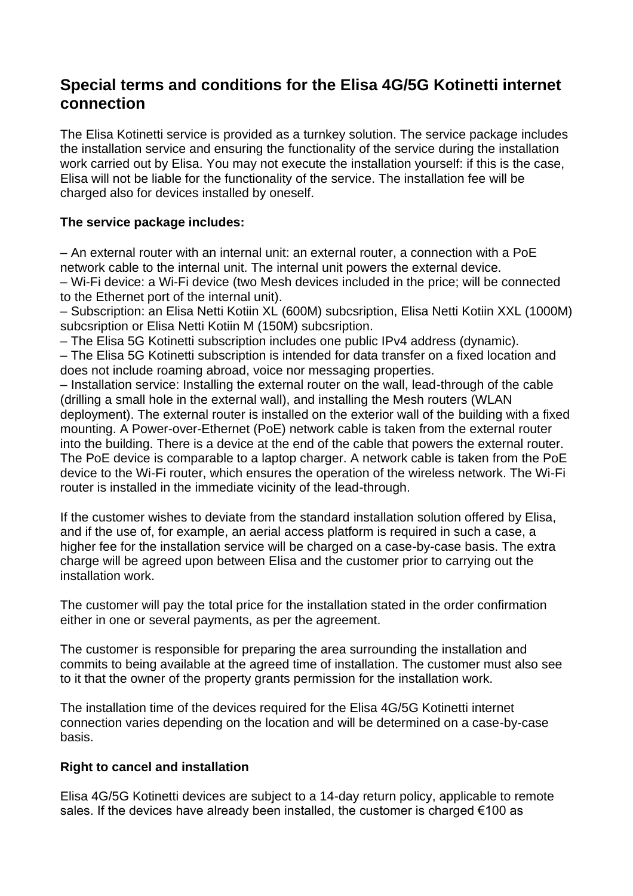## Special terms and conditions for the Elisa 4G/5G Kotinetti internet connection

The Elisa Kotinetti service is provided as a turnkey solution. The service package includes the installation service and ensuring the functionality of the service during the installation work carried out by Elisa. You may not execute the installation yourself: if this is the case, Elisa will not be liable for the functionality of the service. The installation fee will be charged also for devices installed by oneself.

**The service package includes:**

– An external router with an internal unit: an external router, a connection with a PoE network cable to the internal unit. The internal unit powers the external device.
– Wi-Fi device: a Wi-Fi device (two Mesh devices included in the price; will be connected to the Ethernet port of the internal unit).
– Subscription: an Elisa Netti Kotiin XL (600M) subcsription, Elisa Netti Kotiin XXL (1000M) subcsription or Elisa Netti Kotiin M (150M) subcsription.
– The Elisa 5G Kotinetti subscription includes one public IPv4 address (dynamic).
– The Elisa 5G Kotinetti subscription is intended for data transfer on a fixed location and does not include roaming abroad, voice nor messaging properties.
– Installation service: Installing the external router on the wall, lead-through of the cable (drilling a small hole in the external wall), and installing the Mesh routers (WLAN deployment). The external router is installed on the exterior wall of the building with a fixed mounting. A Power-over-Ethernet (PoE) network cable is taken from the external router into the building. There is a device at the end of the cable that powers the external router. The PoE device is comparable to a laptop charger. A network cable is taken from the PoE device to the Wi-Fi router, which ensures the operation of the wireless network. The Wi-Fi router is installed in the immediate vicinity of the lead-through.

If the customer wishes to deviate from the standard installation solution offered by Elisa, and if the use of, for example, an aerial access platform is required in such a case, a higher fee for the installation service will be charged on a case-by-case basis. The extra charge will be agreed upon between Elisa and the customer prior to carrying out the installation work.

The customer will pay the total price for the installation stated in the order confirmation either in one or several payments, as per the agreement.

The customer is responsible for preparing the area surrounding the installation and commits to being available at the agreed time of installation. The customer must also see to it that the owner of the property grants permission for the installation work.

The installation time of the devices required for the Elisa 4G/5G Kotinetti internet connection varies depending on the location and will be determined on a case-by-case basis.

**Right to cancel and installation**

Elisa 4G/5G Kotinetti devices are subject to a 14-day return policy, applicable to remote sales. If the devices have already been installed, the customer is charged €100 as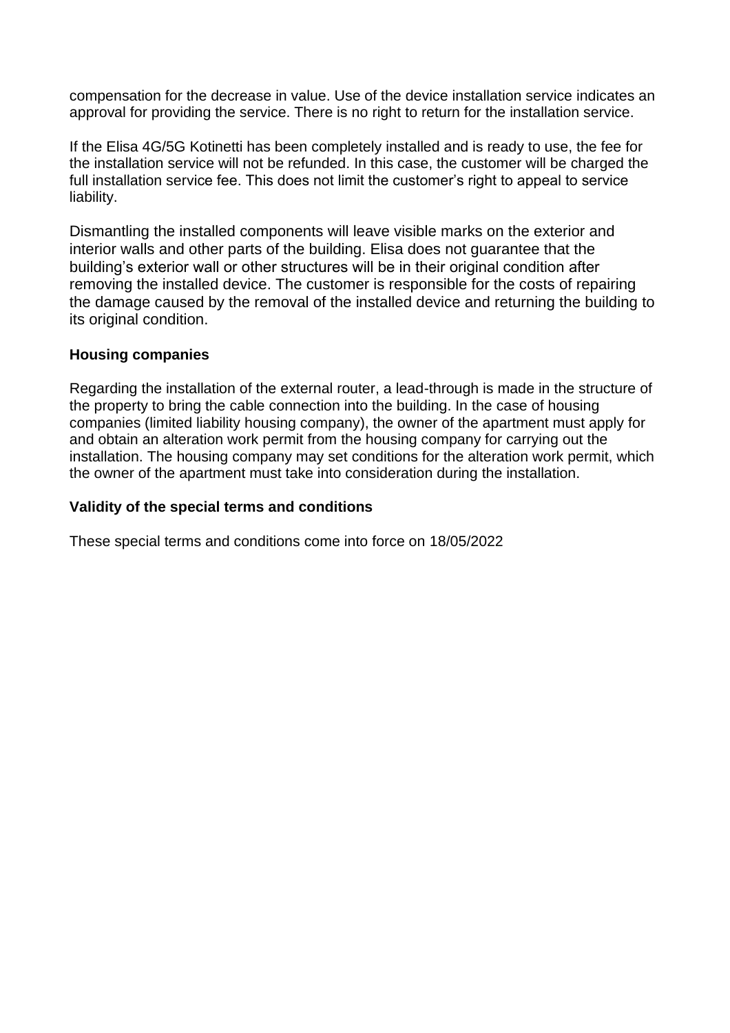compensation for the decrease in value. Use of the device installation service indicates an approval for providing the service. There is no right to return for the installation service.

If the Elisa 4G/5G Kotinetti has been completely installed and is ready to use, the fee for the installation service will not be refunded. In this case, the customer will be charged the full installation service fee. This does not limit the customer's right to appeal to service liability.

Dismantling the installed components will leave visible marks on the exterior and interior walls and other parts of the building. Elisa does not guarantee that the building's exterior wall or other structures will be in their original condition after removing the installed device. The customer is responsible for the costs of repairing the damage caused by the removal of the installed device and returning the building to its original condition.

**Housing companies**

Regarding the installation of the external router, a lead-through is made in the structure of the property to bring the cable connection into the building. In the case of housing companies (limited liability housing company), the owner of the apartment must apply for and obtain an alteration work permit from the housing company for carrying out the installation. The housing company may set conditions for the alteration work permit, which the owner of the apartment must take into consideration during the installation.

**Validity of the special terms and conditions**

These special terms and conditions come into force on 18/05/2022